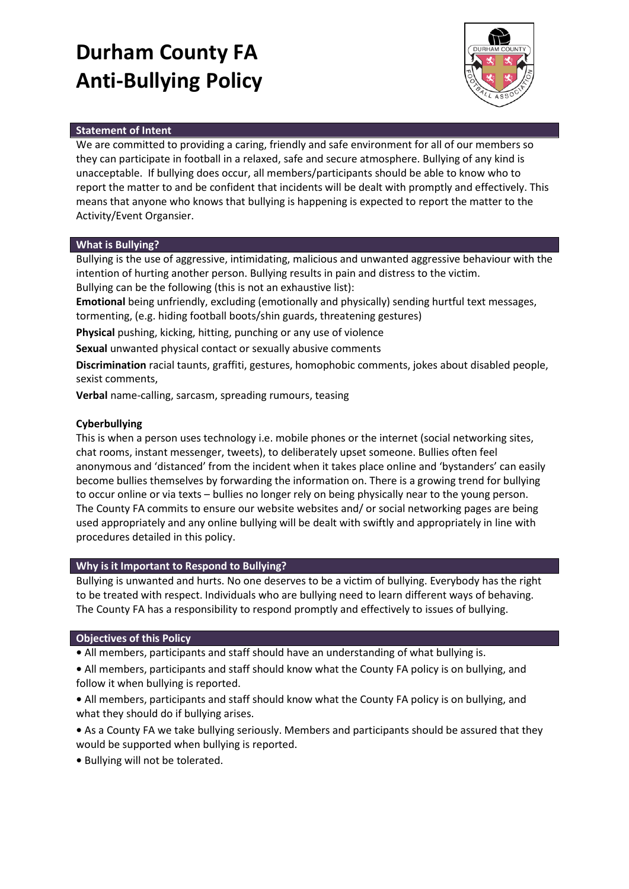# Durham County FA Anti-Bullying Policy

## Statement of Intent

We are committed to providing a caring, friendly and safe environment for all of our members so they can participate in football in a relaxed, safe and secure atmosphere. Bullying of any kind is unacceptable. If bullying does occur, all members/participants should be able to know who to report the matter to and be confident that incidents will be dealt with promptly and effectively. This means that anyone who knows that bullying is happening is expected to report the matter to the Activity/Event Organsier.

## What is Bullying?

Bullying is the use of aggressive, intimidating, malicious and unwanted aggressive behaviour with the intention of hurting another person. Bullying results in pain and distress to the victim.
Bullying can be the following (this is not an exhaustive list):

**Emotional** being unfriendly, excluding (emotionally and physically) sending hurtful text messages, tormenting, (e.g. hiding football boots/shin guards, threatening gestures)

**Physical** pushing, kicking, hitting, punching or any use of violence

**Sexual** unwanted physical contact or sexually abusive comments

**Discrimination** racial taunts, graffiti, gestures, homophobic comments, jokes about disabled people, sexist comments,

**Verbal** name-calling, sarcasm, spreading rumours, teasing

**Cyberbullying**

This is when a person uses technology i.e. mobile phones or the internet (social networking sites, chat rooms, instant messenger, tweets), to deliberately upset someone. Bullies often feel anonymous and 'distanced' from the incident when it takes place online and 'bystanders' can easily become bullies themselves by forwarding the information on. There is a growing trend for bullying to occur online or via texts – bullies no longer rely on being physically near to the young person. The County FA commits to ensure our website websites and/ or social networking pages are being used appropriately and any online bullying will be dealt with swiftly and appropriately in line with procedures detailed in this policy.

## Why is it Important to Respond to Bullying?

Bullying is unwanted and hurts. No one deserves to be a victim of bullying. Everybody has the right to be treated with respect. Individuals who are bullying need to learn different ways of behaving. The County FA has a responsibility to respond promptly and effectively to issues of bullying.

## Objectives of this Policy

- All members, participants and staff should have an understanding of what bullying is.
- All members, participants and staff should know what the County FA policy is on bullying, and follow it when bullying is reported.
- All members, participants and staff should know what the County FA policy is on bullying, and what they should do if bullying arises.
- As a County FA we take bullying seriously. Members and participants should be assured that they would be supported when bullying is reported.
- Bullying will not be tolerated.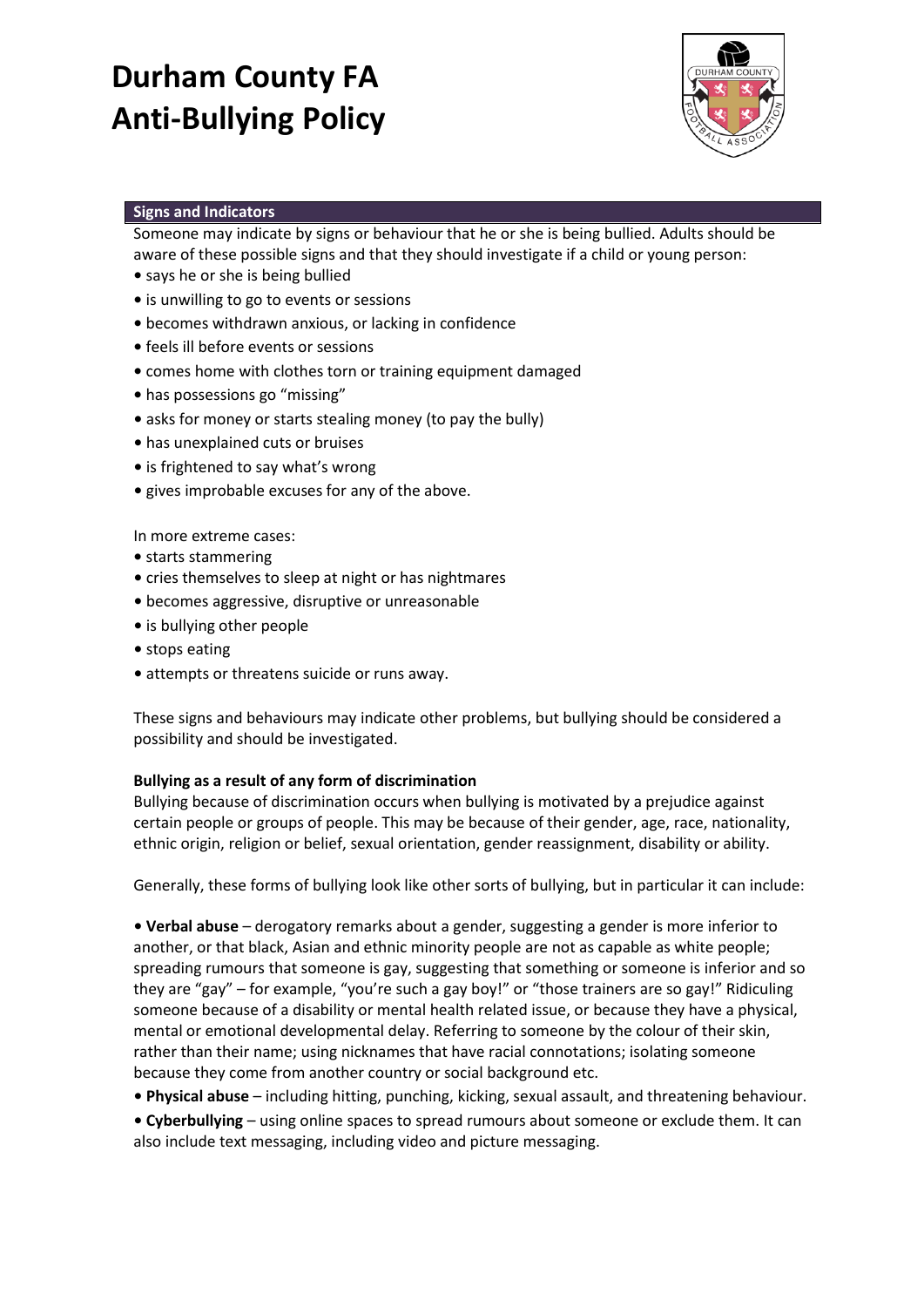# Durham County FA Anti-Bullying Policy

## Signs and Indicators

Someone may indicate by signs or behaviour that he or she is being bullied. Adults should be aware of these possible signs and that they should investigate if a child or young person:

- says he or she is being bullied
- is unwilling to go to events or sessions
- becomes withdrawn anxious, or lacking in confidence
- feels ill before events or sessions
- comes home with clothes torn or training equipment damaged
- has possessions go "missing"
- asks for money or starts stealing money (to pay the bully)
- has unexplained cuts or bruises
- is frightened to say what's wrong
- gives improbable excuses for any of the above.

In more extreme cases:

- starts stammering
- cries themselves to sleep at night or has nightmares
- becomes aggressive, disruptive or unreasonable
- is bullying other people
- stops eating
- attempts or threatens suicide or runs away.

These signs and behaviours may indicate other problems, but bullying should be considered a possibility and should be investigated.

**Bullying as a result of any form of discrimination**

Bullying because of discrimination occurs when bullying is motivated by a prejudice against certain people or groups of people. This may be because of their gender, age, race, nationality, ethnic origin, religion or belief, sexual orientation, gender reassignment, disability or ability.

Generally, these forms of bullying look like other sorts of bullying, but in particular it can include:

- **Verbal abuse** – derogatory remarks about a gender, suggesting a gender is more inferior to another, or that black, Asian and ethnic minority people are not as capable as white people; spreading rumours that someone is gay, suggesting that something or someone is inferior and so they are "gay" – for example, "you're such a gay boy!" or "those trainers are so gay!" Ridiculing someone because of a disability or mental health related issue, or because they have a physical, mental or emotional developmental delay. Referring to someone by the colour of their skin, rather than their name; using nicknames that have racial connotations; isolating someone because they come from another country or social background etc.
- **Physical abuse** – including hitting, punching, kicking, sexual assault, and threatening behaviour.
- **Cyberbullying** – using online spaces to spread rumours about someone or exclude them. It can also include text messaging, including video and picture messaging.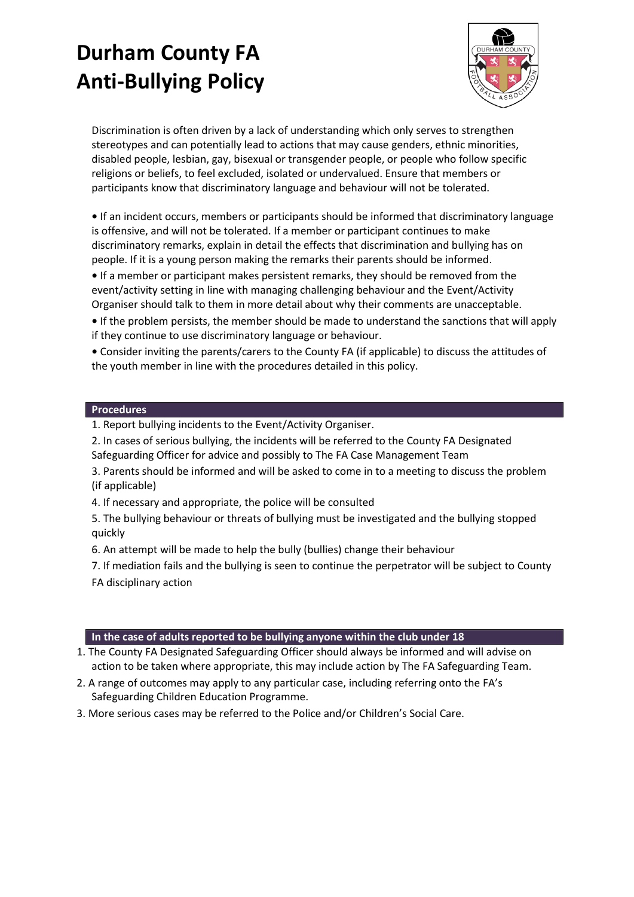# Durham County FA Anti-Bullying Policy

Discrimination is often driven by a lack of understanding which only serves to strengthen stereotypes and can potentially lead to actions that may cause genders, ethnic minorities, disabled people, lesbian, gay, bisexual or transgender people, or people who follow specific religions or beliefs, to feel excluded, isolated or undervalued. Ensure that members or participants know that discriminatory language and behaviour will not be tolerated.

- If an incident occurs, members or participants should be informed that discriminatory language is offensive, and will not be tolerated. If a member or participant continues to make discriminatory remarks, explain in detail the effects that discrimination and bullying has on people. If it is a young person making the remarks their parents should be informed.
- If a member or participant makes persistent remarks, they should be removed from the event/activity setting in line with managing challenging behaviour and the Event/Activity Organiser should talk to them in more detail about why their comments are unacceptable.
- If the problem persists, the member should be made to understand the sanctions that will apply if they continue to use discriminatory language or behaviour.
- Consider inviting the parents/carers to the County FA (if applicable) to discuss the attitudes of the youth member in line with the procedures detailed in this policy.

## Procedures

1. Report bullying incidents to the Event/Activity Organiser.
2. In cases of serious bullying, the incidents will be referred to the County FA Designated Safeguarding Officer for advice and possibly to The FA Case Management Team
3. Parents should be informed and will be asked to come in to a meeting to discuss the problem (if applicable)
4. If necessary and appropriate, the police will be consulted
5. The bullying behaviour or threats of bullying must be investigated and the bullying stopped quickly
6. An attempt will be made to help the bully (bullies) change their behaviour
7. If mediation fails and the bullying is seen to continue the perpetrator will be subject to County FA disciplinary action

## In the case of adults reported to be bullying anyone within the club under 18

1. The County FA Designated Safeguarding Officer should always be informed and will advise on action to be taken where appropriate, this may include action by The FA Safeguarding Team.
2. A range of outcomes may apply to any particular case, including referring onto the FA's Safeguarding Children Education Programme.
3. More serious cases may be referred to the Police and/or Children's Social Care.